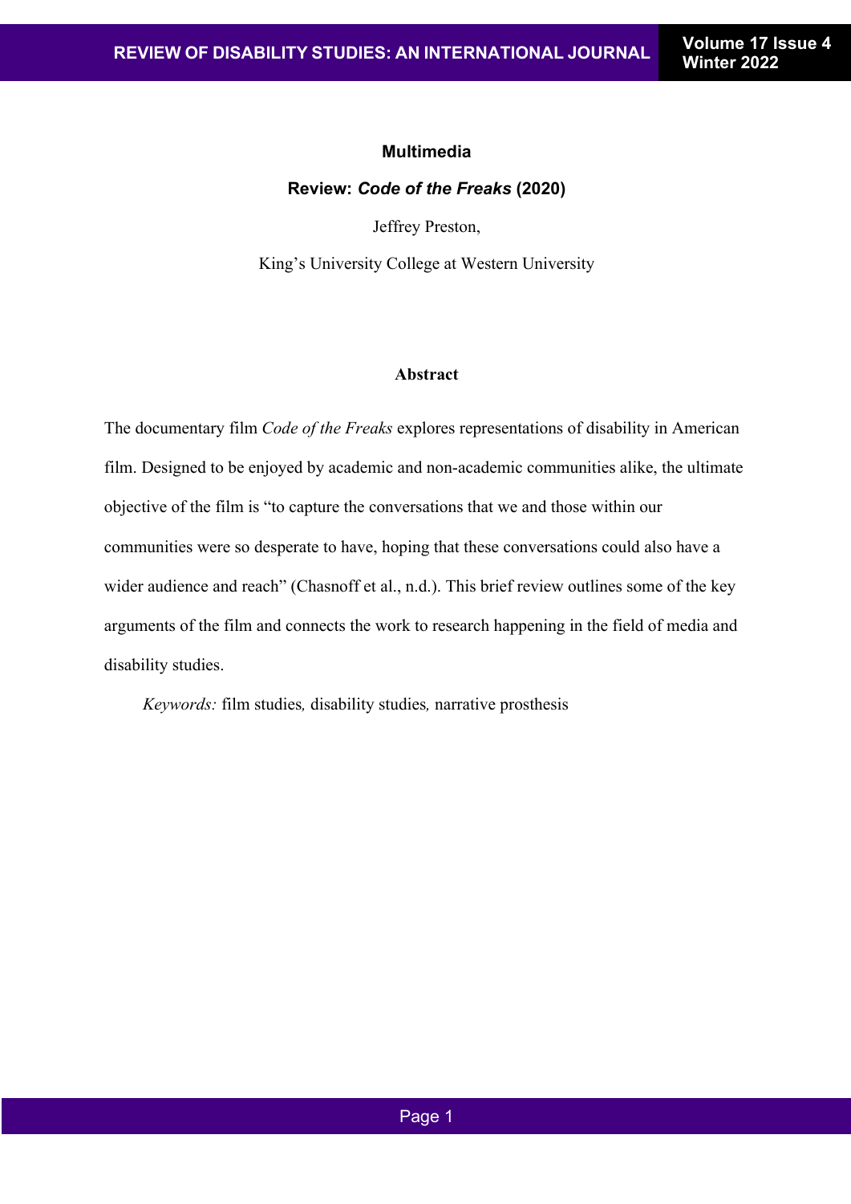**Multimedia**

# Review: *Code of the Freaks* (2020)

Jeffrey Preston,

King's University College at Western University

## Abstract

The documentary film *Code of the Freaks* explores representations of disability in American film. Designed to be enjoyed by academic and non-academic communities alike, the ultimate objective of the film is "to capture the conversations that we and those within our communities were so desperate to have, hoping that these conversations could also have a wider audience and reach" (Chasnoff et al., n.d.). This brief review outlines some of the key arguments of the film and connects the work to research happening in the field of media and disability studies.

*Keywords:* film studies, disability studies, narrative prosthesis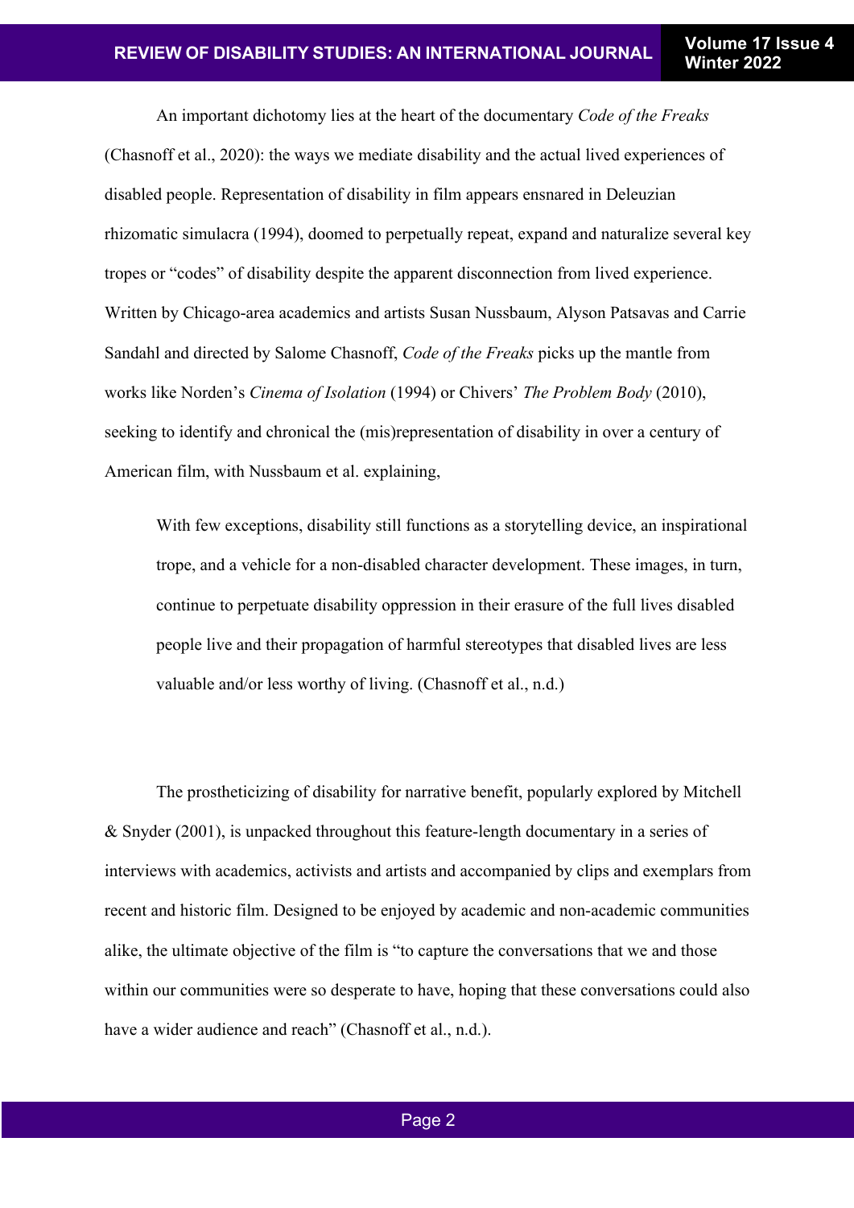An important dichotomy lies at the heart of the documentary *Code of the Freaks* (Chasnoff et al., 2020): the ways we mediate disability and the actual lived experiences of disabled people. Representation of disability in film appears ensnared in Deleuzian rhizomatic simulacra (1994), doomed to perpetually repeat, expand and naturalize several key tropes or "codes" of disability despite the apparent disconnection from lived experience. Written by Chicago-area academics and artists Susan Nussbaum, Alyson Patsavas and Carrie Sandahl and directed by Salome Chasnoff, *Code of the Freaks* picks up the mantle from works like Norden's *Cinema of Isolation* (1994) or Chivers' *The Problem Body* (2010), seeking to identify and chronical the (mis)representation of disability in over a century of American film, with Nussbaum et al. explaining,

> With few exceptions, disability still functions as a storytelling device, an inspirational trope, and a vehicle for a non-disabled character development. These images, in turn, continue to perpetuate disability oppression in their erasure of the full lives disabled people live and their propagation of harmful stereotypes that disabled lives are less valuable and/or less worthy of living. (Chasnoff et al., n.d.)

The prostheticizing of disability for narrative benefit, popularly explored by Mitchell & Snyder (2001), is unpacked throughout this feature-length documentary in a series of interviews with academics, activists and artists and accompanied by clips and exemplars from recent and historic film. Designed to be enjoyed by academic and non-academic communities alike, the ultimate objective of the film is "to capture the conversations that we and those within our communities were so desperate to have, hoping that these conversations could also have a wider audience and reach" (Chasnoff et al., n.d.).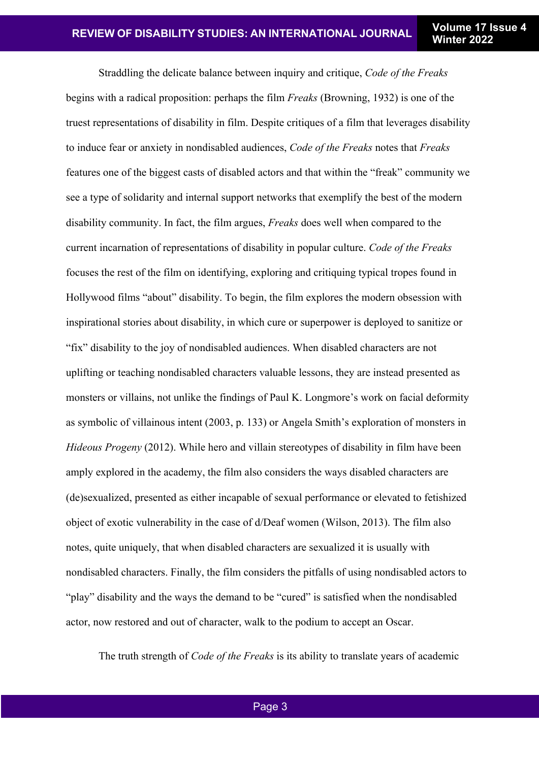Straddling the delicate balance between inquiry and critique, *Code of the Freaks* begins with a radical proposition: perhaps the film *Freaks* (Browning, 1932) is one of the truest representations of disability in film. Despite critiques of a film that leverages disability to induce fear or anxiety in nondisabled audiences, *Code of the Freaks* notes that *Freaks* features one of the biggest casts of disabled actors and that within the "freak" community we see a type of solidarity and internal support networks that exemplify the best of the modern disability community. In fact, the film argues, *Freaks* does well when compared to the current incarnation of representations of disability in popular culture. *Code of the Freaks* focuses the rest of the film on identifying, exploring and critiquing typical tropes found in Hollywood films "about" disability. To begin, the film explores the modern obsession with inspirational stories about disability, in which cure or superpower is deployed to sanitize or "fix" disability to the joy of nondisabled audiences. When disabled characters are not uplifting or teaching nondisabled characters valuable lessons, they are instead presented as monsters or villains, not unlike the findings of Paul K. Longmore's work on facial deformity as symbolic of villainous intent (2003, p. 133) or Angela Smith's exploration of monsters in *Hideous Progeny* (2012). While hero and villain stereotypes of disability in film have been amply explored in the academy, the film also considers the ways disabled characters are (de)sexualized, presented as either incapable of sexual performance or elevated to fetishized object of exotic vulnerability in the case of d/Deaf women (Wilson, 2013). The film also notes, quite uniquely, that when disabled characters are sexualized it is usually with nondisabled characters. Finally, the film considers the pitfalls of using nondisabled actors to "play" disability and the ways the demand to be "cured" is satisfied when the nondisabled actor, now restored and out of character, walk to the podium to accept an Oscar.

The truth strength of *Code of the Freaks* is its ability to translate years of academic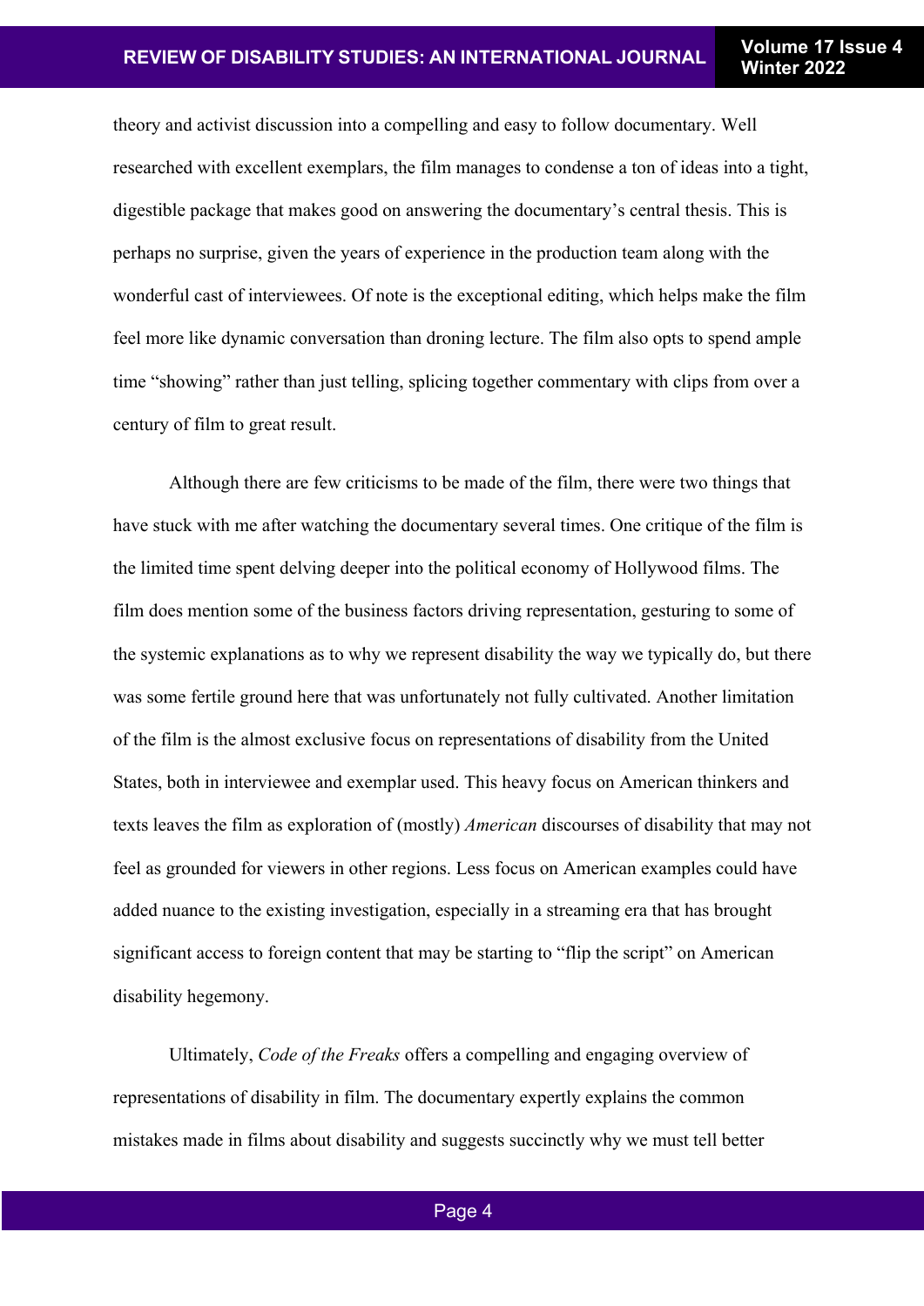theory and activist discussion into a compelling and easy to follow documentary. Well researched with excellent exemplars, the film manages to condense a ton of ideas into a tight, digestible package that makes good on answering the documentary's central thesis. This is perhaps no surprise, given the years of experience in the production team along with the wonderful cast of interviewees. Of note is the exceptional editing, which helps make the film feel more like dynamic conversation than droning lecture. The film also opts to spend ample time "showing" rather than just telling, splicing together commentary with clips from over a century of film to great result.

Although there are few criticisms to be made of the film, there were two things that have stuck with me after watching the documentary several times. One critique of the film is the limited time spent delving deeper into the political economy of Hollywood films. The film does mention some of the business factors driving representation, gesturing to some of the systemic explanations as to why we represent disability the way we typically do, but there was some fertile ground here that was unfortunately not fully cultivated. Another limitation of the film is the almost exclusive focus on representations of disability from the United States, both in interviewee and exemplar used. This heavy focus on American thinkers and texts leaves the film as exploration of (mostly) *American* discourses of disability that may not feel as grounded for viewers in other regions. Less focus on American examples could have added nuance to the existing investigation, especially in a streaming era that has brought significant access to foreign content that may be starting to "flip the script" on American disability hegemony.

Ultimately, *Code of the Freaks* offers a compelling and engaging overview of representations of disability in film. The documentary expertly explains the common mistakes made in films about disability and suggests succinctly why we must tell better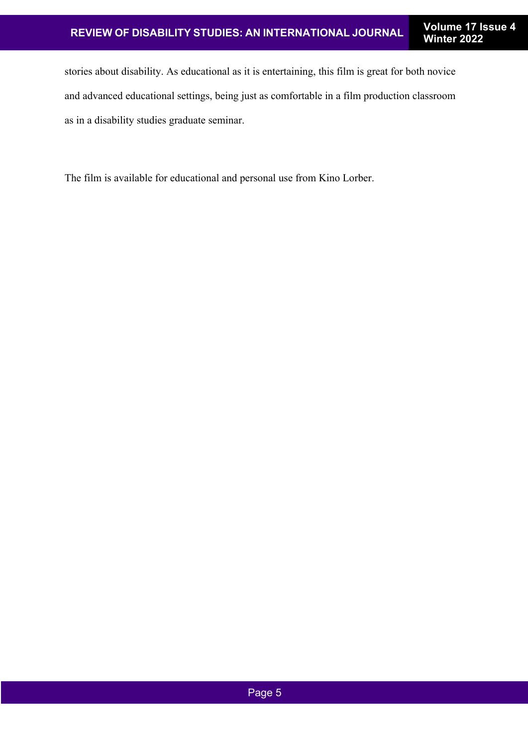stories about disability. As educational as it is entertaining, this film is great for both novice and advanced educational settings, being just as comfortable in a film production classroom as in a disability studies graduate seminar.

The film is available for educational and personal use from Kino Lorber.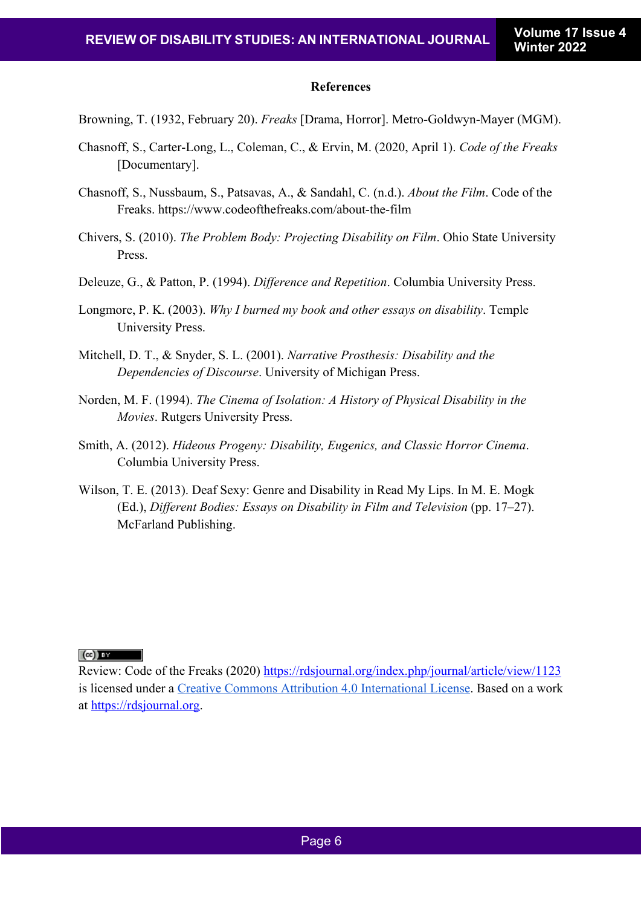## References

Browning, T. (1932, February 20). *Freaks* [Drama, Horror]. Metro-Goldwyn-Mayer (MGM).

Chasnoff, S., Carter-Long, L., Coleman, C., & Ervin, M. (2020, April 1). *Code of the Freaks* [Documentary].

Chasnoff, S., Nussbaum, S., Patsavas, A., & Sandahl, C. (n.d.). *About the Film*. Code of the Freaks. https://www.codeofthefreaks.com/about-the-film

Chivers, S. (2010). *The Problem Body: Projecting Disability on Film*. Ohio State University Press.

Deleuze, G., & Patton, P. (1994). *Difference and Repetition*. Columbia University Press.

Longmore, P. K. (2003). *Why I burned my book and other essays on disability*. Temple University Press.

Mitchell, D. T., & Snyder, S. L. (2001). *Narrative Prosthesis: Disability and the Dependencies of Discourse*. University of Michigan Press.

Norden, M. F. (1994). *The Cinema of Isolation: A History of Physical Disability in the Movies*. Rutgers University Press.

Smith, A. (2012). *Hideous Progeny: Disability, Eugenics, and Classic Horror Cinema*. Columbia University Press.

Wilson, T. E. (2013). Deaf Sexy: Genre and Disability in Read My Lips. In M. E. Mogk (Ed.), *Different Bodies: Essays on Disability in Film and Television* (pp. 17–27). McFarland Publishing.

Review: Code of the Freaks (2020) https://rdsjournal.org/index.php/journal/article/view/1123 is licensed under a Creative Commons Attribution 4.0 International License. Based on a work at https://rdsjournal.org.